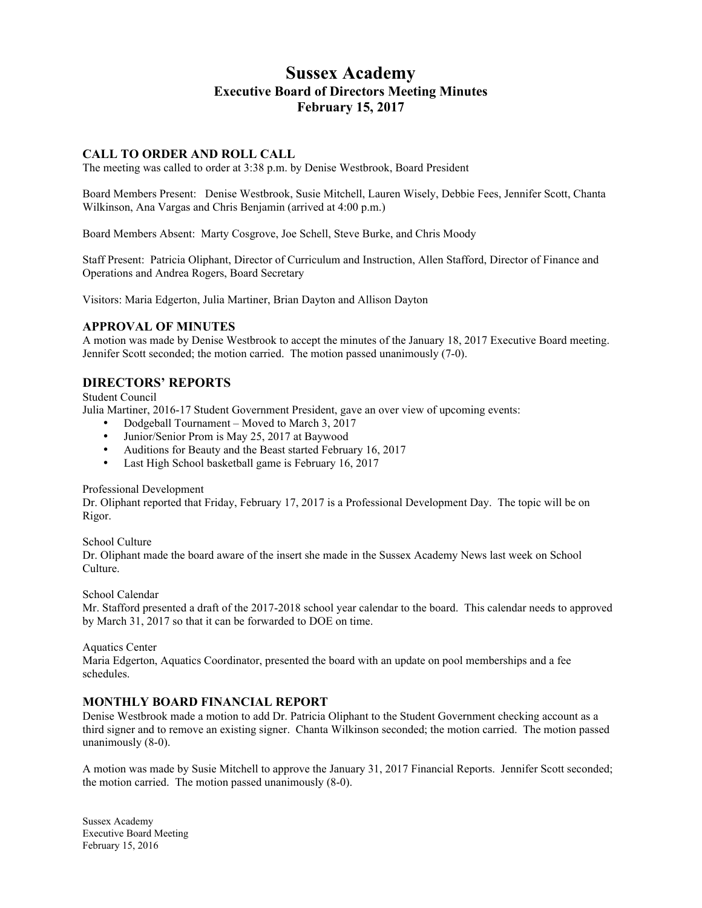# Sussex Academy
## Executive Board of Directors Meeting Minutes
## February 15, 2017

### CALL TO ORDER AND ROLL CALL

The meeting was called to order at 3:38 p.m. by Denise Westbrook, Board President

Board Members Present: Denise Westbrook, Susie Mitchell, Lauren Wisely, Debbie Fees, Jennifer Scott, Chanta Wilkinson, Ana Vargas and Chris Benjamin (arrived at 4:00 p.m.)

Board Members Absent: Marty Cosgrove, Joe Schell, Steve Burke, and Chris Moody

Staff Present: Patricia Oliphant, Director of Curriculum and Instruction, Allen Stafford, Director of Finance and Operations and Andrea Rogers, Board Secretary

Visitors: Maria Edgerton, Julia Martiner, Brian Dayton and Allison Dayton

### APPROVAL OF MINUTES

A motion was made by Denise Westbrook to accept the minutes of the January 18, 2017 Executive Board meeting. Jennifer Scott seconded; the motion carried. The motion passed unanimously (7-0).

### DIRECTORS' REPORTS

Student Council

Julia Martiner, 2016-17 Student Government President, gave an over view of upcoming events:

- Dodgeball Tournament – Moved to March 3, 2017
- Junior/Senior Prom is May 25, 2017 at Baywood
- Auditions for Beauty and the Beast started February 16, 2017
- Last High School basketball game is February 16, 2017

Professional Development

Dr. Oliphant reported that Friday, February 17, 2017 is a Professional Development Day. The topic will be on Rigor.

School Culture

Dr. Oliphant made the board aware of the insert she made in the Sussex Academy News last week on School Culture.

School Calendar

Mr. Stafford presented a draft of the 2017-2018 school year calendar to the board. This calendar needs to approved by March 31, 2017 so that it can be forwarded to DOE on time.

Aquatics Center

Maria Edgerton, Aquatics Coordinator, presented the board with an update on pool memberships and a fee schedules.

### MONTHLY BOARD FINANCIAL REPORT

Denise Westbrook made a motion to add Dr. Patricia Oliphant to the Student Government checking account as a third signer and to remove an existing signer. Chanta Wilkinson seconded; the motion carried. The motion passed unanimously (8-0).

A motion was made by Susie Mitchell to approve the January 31, 2017 Financial Reports. Jennifer Scott seconded; the motion carried. The motion passed unanimously (8-0).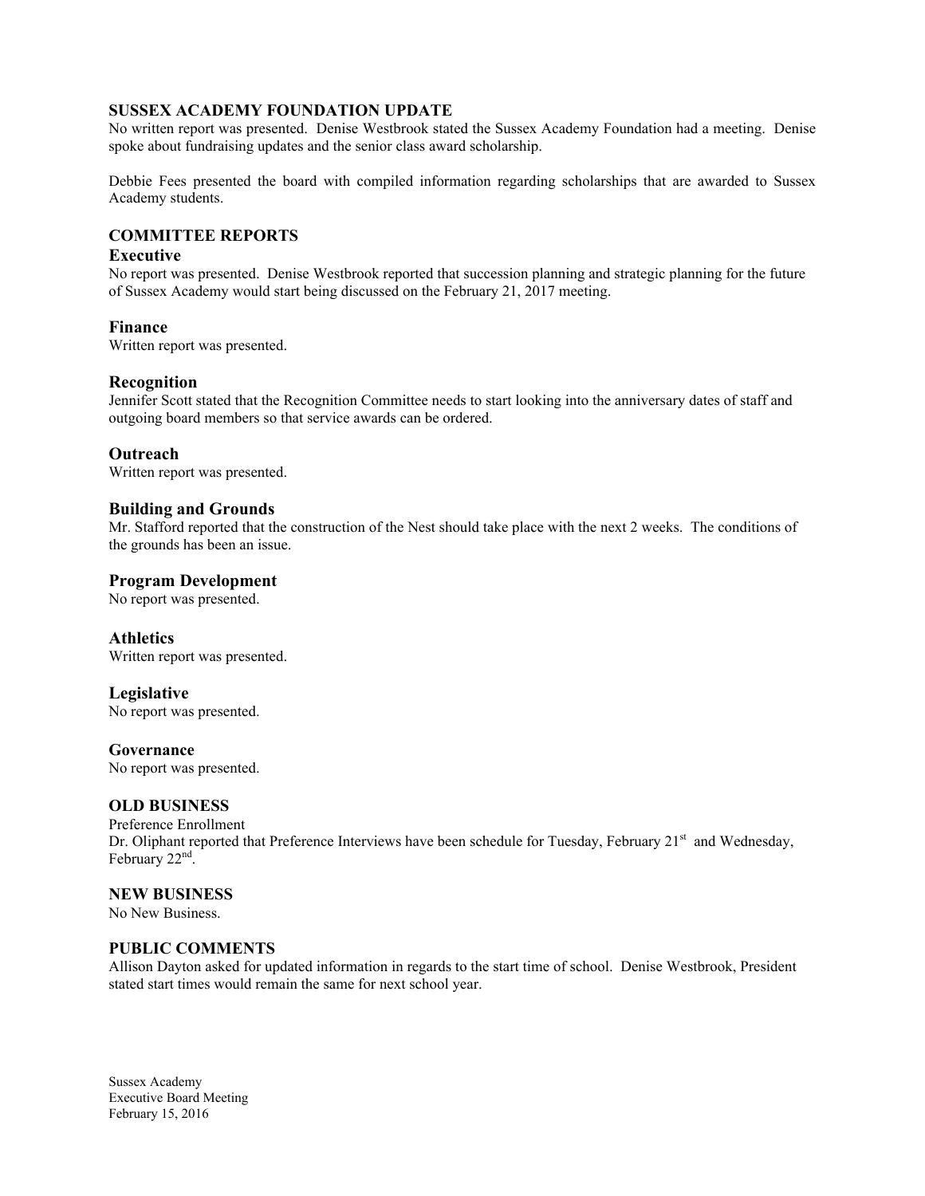## SUSSEX ACADEMY FOUNDATION UPDATE

No written report was presented. Denise Westbrook stated the Sussex Academy Foundation had a meeting. Denise spoke about fundraising updates and the senior class award scholarship.

Debbie Fees presented the board with compiled information regarding scholarships that are awarded to Sussex Academy students.

## COMMITTEE REPORTS

### Executive

No report was presented. Denise Westbrook reported that succession planning and strategic planning for the future of Sussex Academy would start being discussed on the February 21, 2017 meeting.

### Finance

Written report was presented.

### Recognition

Jennifer Scott stated that the Recognition Committee needs to start looking into the anniversary dates of staff and outgoing board members so that service awards can be ordered.

### Outreach

Written report was presented.

### Building and Grounds

Mr. Stafford reported that the construction of the Nest should take place with the next 2 weeks. The conditions of the grounds has been an issue.

### Program Development

No report was presented.

### Athletics

Written report was presented.

### Legislative

No report was presented.

### Governance

No report was presented.

## OLD BUSINESS

Preference Enrollment

Dr. Oliphant reported that Preference Interviews have been schedule for Tuesday, February 21st and Wednesday, February 22nd.

## NEW BUSINESS

No New Business.

## PUBLIC COMMENTS

Allison Dayton asked for updated information in regards to the start time of school. Denise Westbrook, President stated start times would remain the same for next school year.

Sussex Academy
Executive Board Meeting
February 15, 2016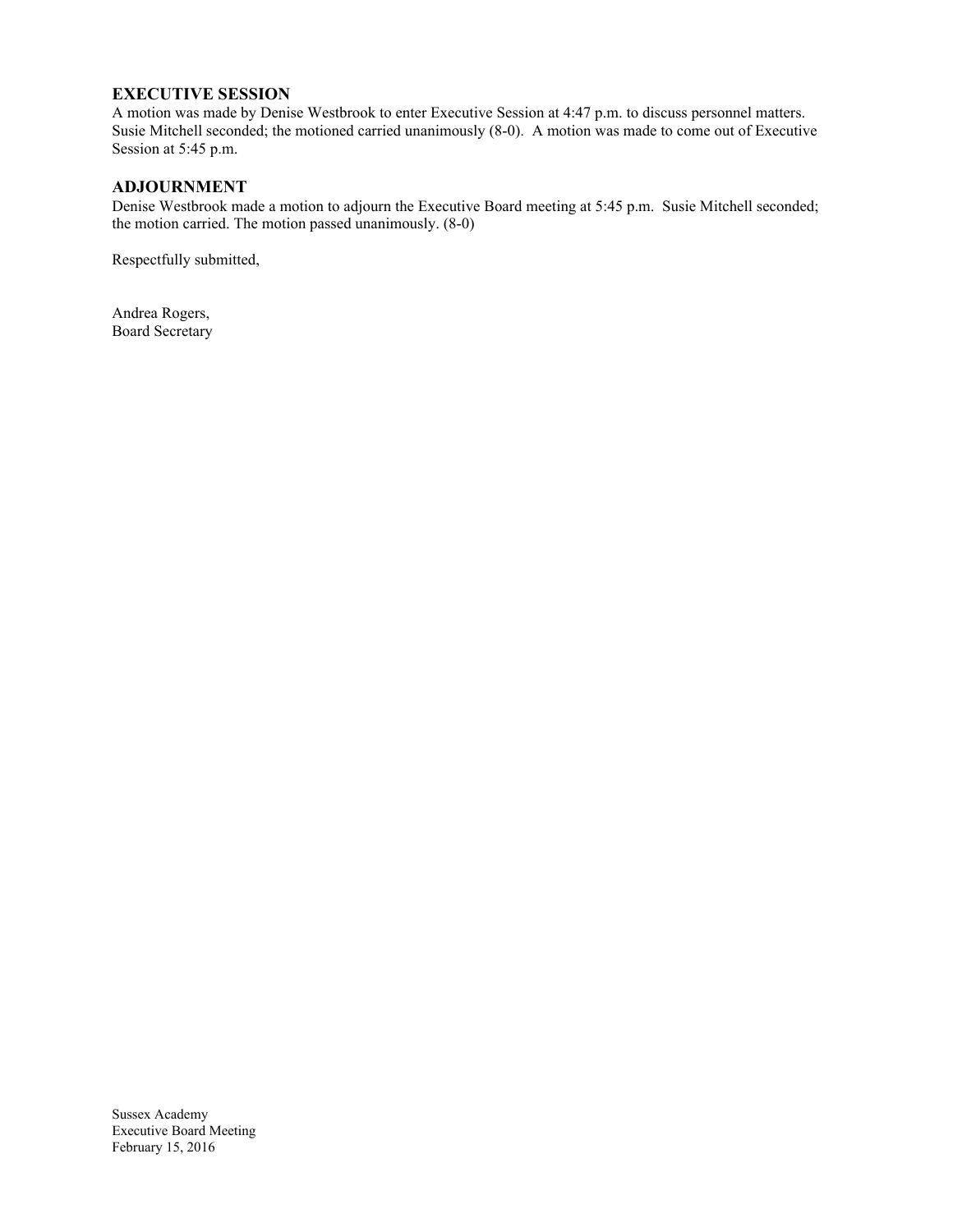## EXECUTIVE SESSION

A motion was made by Denise Westbrook to enter Executive Session at 4:47 p.m. to discuss personnel matters. Susie Mitchell seconded; the motioned carried unanimously (8-0). A motion was made to come out of Executive Session at 5:45 p.m.

## ADJOURNMENT

Denise Westbrook made a motion to adjourn the Executive Board meeting at 5:45 p.m. Susie Mitchell seconded; the motion carried. The motion passed unanimously. (8-0)

Respectfully submitted,

Andrea Rogers,  
Board Secretary